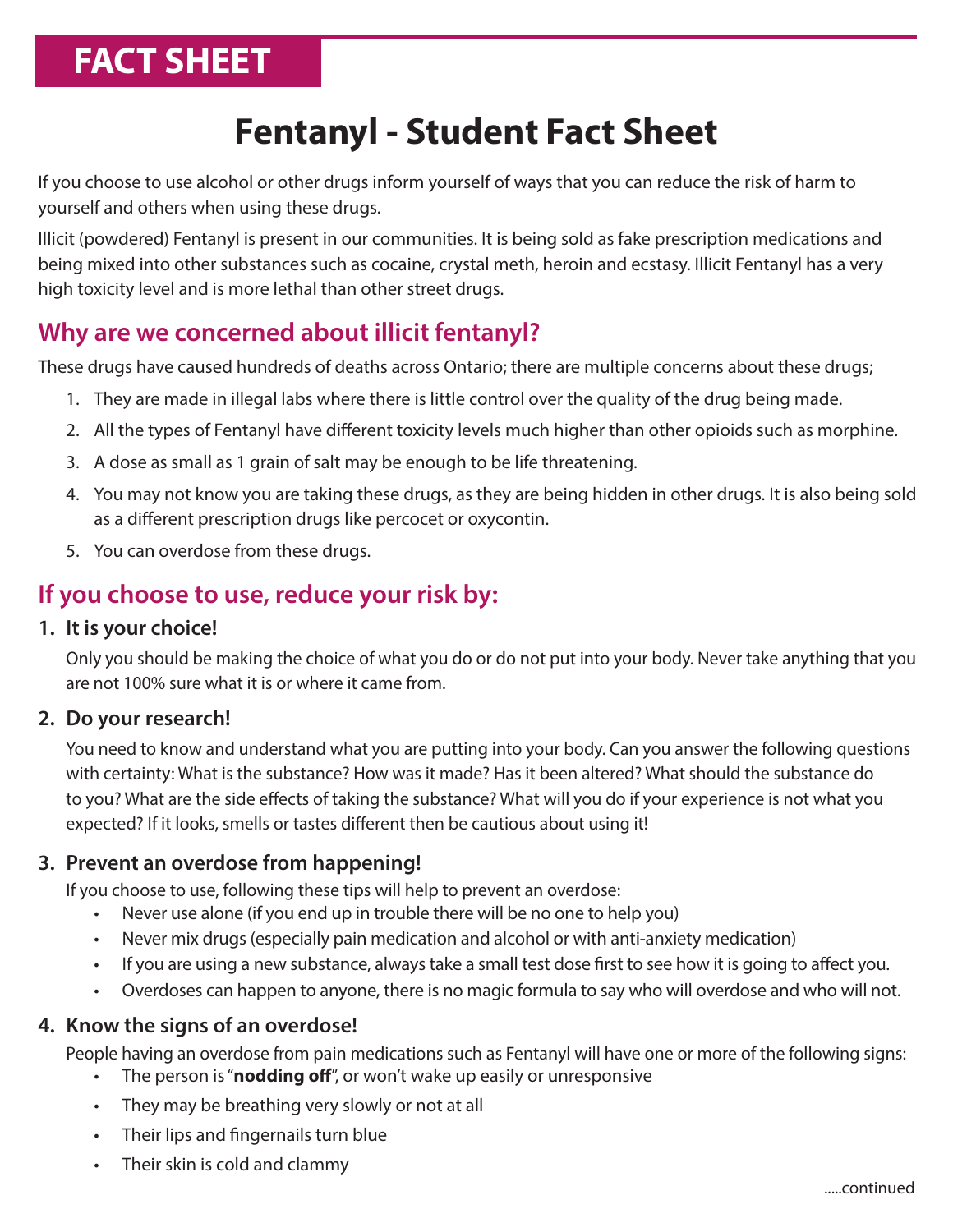FACT SHEET

# Fentanyl - Student Fact Sheet

If you choose to use alcohol or other drugs inform yourself of ways that you can reduce the risk of harm to yourself and others when using these drugs.

Illicit (powdered) Fentanyl is present in our communities. It is being sold as fake prescription medications and being mixed into other substances such as cocaine, crystal meth, heroin and ecstasy. Illicit Fentanyl has a very high toxicity level and is more lethal than other street drugs.

## Why are we concerned about illicit fentanyl?

These drugs have caused hundreds of deaths across Ontario; there are multiple concerns about these drugs;

1. They are made in illegal labs where there is little control over the quality of the drug being made.
2. All the types of Fentanyl have different toxicity levels much higher than other opioids such as morphine.
3. A dose as small as 1 grain of salt may be enough to be life threatening.
4. You may not know you are taking these drugs, as they are being hidden in other drugs. It is also being sold as a different prescription drugs like percocet or oxycontin.
5. You can overdose from these drugs.

## If you choose to use, reduce your risk by:

### 1. It is your choice!

Only you should be making the choice of what you do or do not put into your body. Never take anything that you are not 100% sure what it is or where it came from.

### 2. Do your research!

You need to know and understand what you are putting into your body. Can you answer the following questions with certainty: What is the substance? How was it made? Has it been altered? What should the substance do to you? What are the side effects of taking the substance? What will you do if your experience is not what you expected? If it looks, smells or tastes different then be cautious about using it!

### 3. Prevent an overdose from happening!

If you choose to use, following these tips will help to prevent an overdose:

- Never use alone (if you end up in trouble there will be no one to help you)
- Never mix drugs (especially pain medication and alcohol or with anti-anxiety medication)
- If you are using a new substance, always take a small test dose first to see how it is going to affect you.
- Overdoses can happen to anyone, there is no magic formula to say who will overdose and who will not.

### 4. Know the signs of an overdose!

People having an overdose from pain medications such as Fentanyl will have one or more of the following signs:

- The person is "**nodding off**", or won't wake up easily or unresponsive
- They may be breathing very slowly or not at all
- Their lips and fingernails turn blue
- Their skin is cold and clammy

.....continued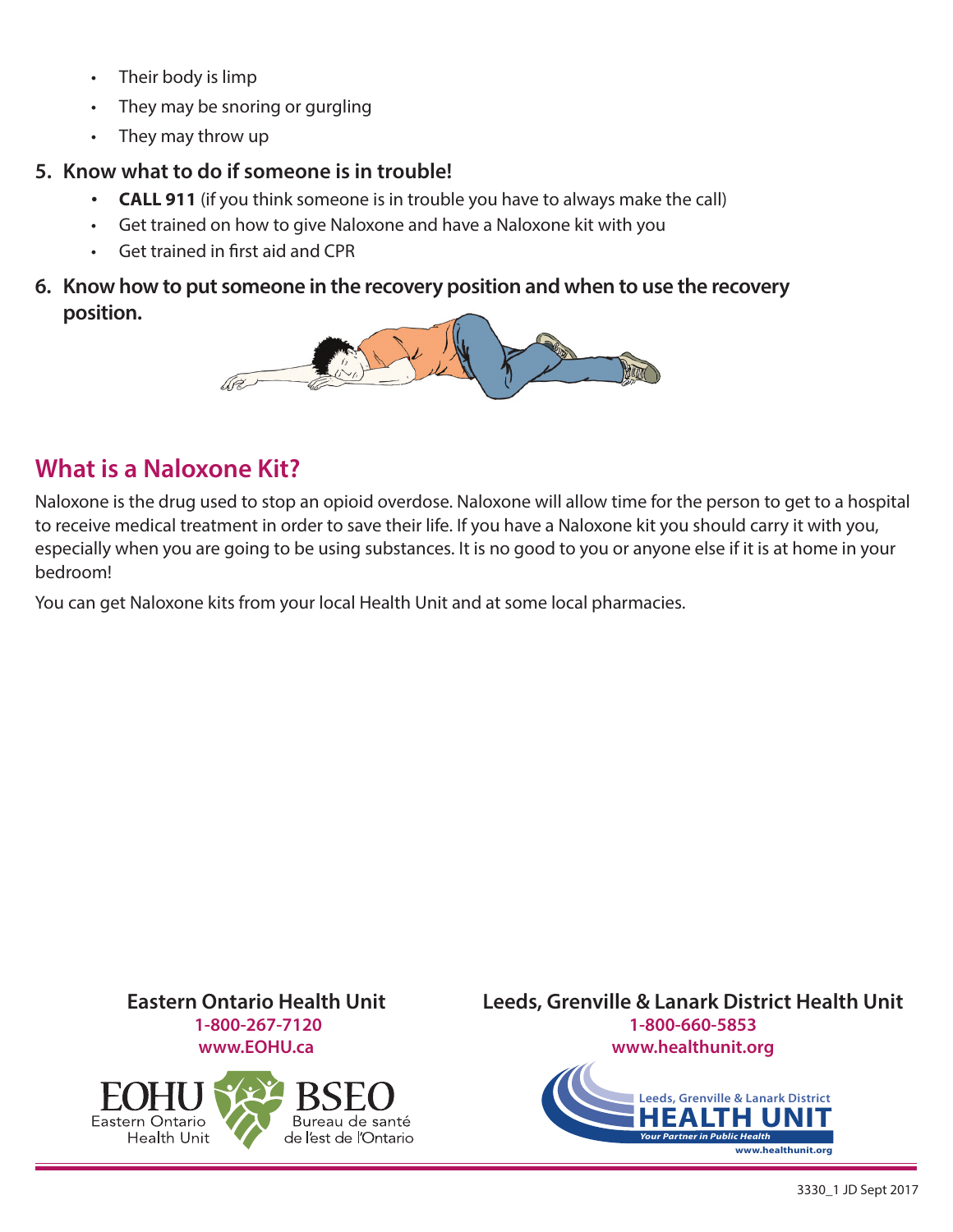- Their body is limp
- They may be snoring or gurgling
- They may throw up

5. **Know what to do if someone is in trouble!**
   - **CALL 911** (if you think someone is in trouble you have to always make the call)
   - Get trained on how to give Naloxone and have a Naloxone kit with you
   - Get trained in first aid and CPR

6. **Know how to put someone in the recovery position and when to use the recovery position.**

## What is a Naloxone Kit?

Naloxone is the drug used to stop an opioid overdose. Naloxone will allow time for the person to get to a hospital to receive medical treatment in order to save their life. If you have a Naloxone kit you should carry it with you, especially when you are going to be using substances. It is no good to you or anyone else if it is at home in your bedroom!

You can get Naloxone kits from your local Health Unit and at some local pharmacies.

**Eastern Ontario Health Unit**
1-800-267-7120
www.EOHU.ca

EOHU Eastern Ontario Health Unit
BSEO Bureau de santé de l'est de l'Ontario

**Leeds, Grenville & Lanark District Health Unit**
1-800-660-5853
www.healthunit.org

Leeds, Grenville & Lanark District HEALTH UNIT
*Your Partner in Public Health*
www.healthunit.org

3330_1 JD Sept 2017